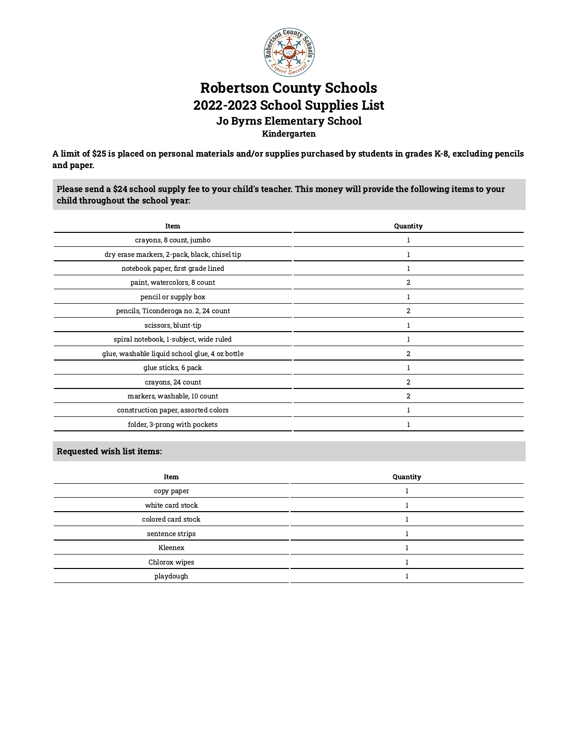# Robertson County Schools

## 2022-2023 School Supplies List

### Jo Byrns Elementary School

**Kindergarten**

**A limit of $25 is placed on personal materials and/or supplies purchased by students in grades K-8, excluding pencils and paper.**

**Please send a $24 school supply fee to your child's teacher. This money will provide the following items to your child throughout the school year:**

| Item | Quantity |
|---|---|
| crayons, 8 count, jumbo | 1 |
| dry erase markers, 2-pack, black, chisel tip | 1 |
| notebook paper, first grade lined | 1 |
| paint, watercolors, 8 count | 2 |
| pencil or supply box | 1 |
| pencils, Ticonderoga no. 2, 24 count | 2 |
| scissors, blunt-tip | 1 |
| spiral notebook, 1-subject, wide ruled | 1 |
| glue, washable liquid school glue, 4 oz bottle | 2 |
| glue sticks, 6 pack | 1 |
| crayons, 24 count | 2 |
| markers, washable, 10 count | 2 |
| construction paper, assorted colors | 1 |
| folder, 3-prong with pockets | 1 |

**Requested wish list items:**

| Item | Quantity |
|---|---|
| copy paper | 1 |
| white card stock | 1 |
| colored card stock | 1 |
| sentence strips | 1 |
| Kleenex | 1 |
| Chlorox wipes | 1 |
| playdough | 1 |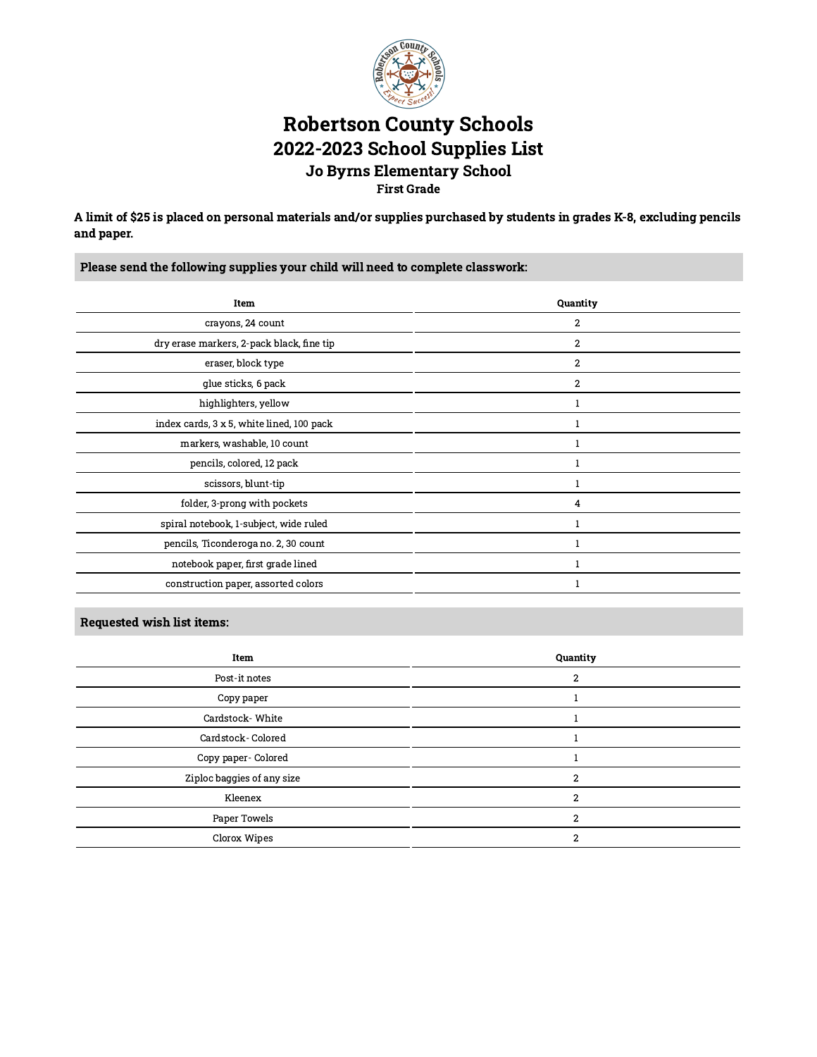# Robertson County Schools

## 2022-2023 School Supplies List

### Jo Byrns Elementary School

#### First Grade

**A limit of $25 is placed on personal materials and/or supplies purchased by students in grades K-8, excluding pencils and paper.**

**Please send the following supplies your child will need to complete classwork:**

| Item | Quantity |
|---|---|
| crayons, 24 count | 2 |
| dry erase markers, 2-pack black, fine tip | 2 |
| eraser, block type | 2 |
| glue sticks, 6 pack | 2 |
| highlighters, yellow | 1 |
| index cards, 3 x 5, white lined, 100 pack | 1 |
| markers, washable, 10 count | 1 |
| pencils, colored, 12 pack | 1 |
| scissors, blunt-tip | 1 |
| folder, 3-prong with pockets | 4 |
| spiral notebook, 1-subject, wide ruled | 1 |
| pencils, Ticonderoga no. 2, 30 count | 1 |
| notebook paper, first grade lined | 1 |
| construction paper, assorted colors | 1 |

**Requested wish list items:**

| Item | Quantity |
|---|---|
| Post-it notes | 2 |
| Copy paper | 1 |
| Cardstock- White | 1 |
| Cardstock- Colored | 1 |
| Copy paper- Colored | 1 |
| Ziploc baggies of any size | 2 |
| Kleenex | 2 |
| Paper Towels | 2 |
| Clorox Wipes | 2 |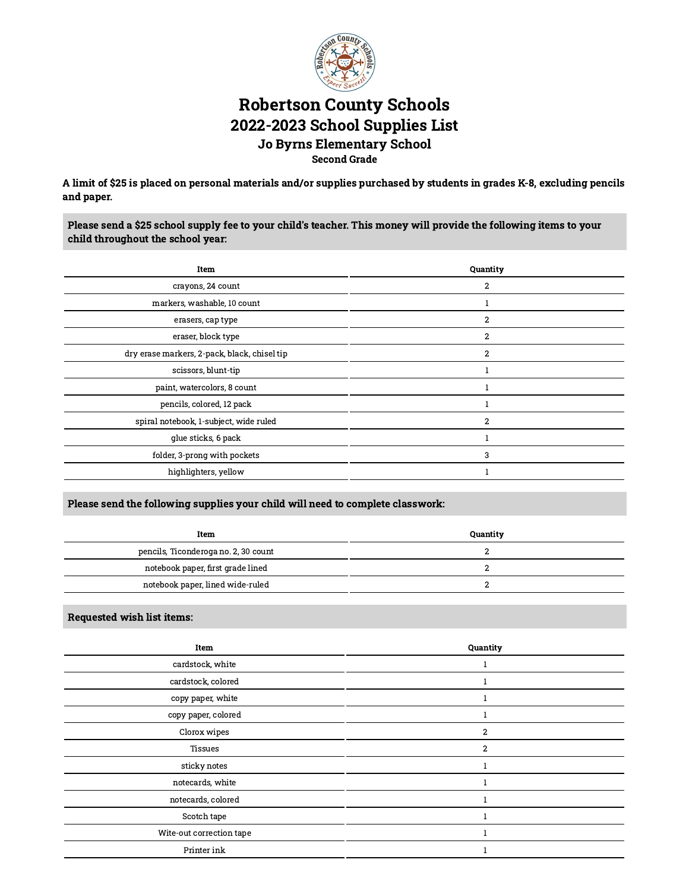# Robertson County Schools

## 2022-2023 School Supplies List

### Jo Byrns Elementary School

#### Second Grade

**A limit of $25 is placed on personal materials and/or supplies purchased by students in grades K-8, excluding pencils and paper.**

**Please send a $25 school supply fee to your child's teacher. This money will provide the following items to your child throughout the school year:**

| Item | Quantity |
| --- | --- |
| crayons, 24 count | 2 |
| markers, washable, 10 count | 1 |
| erasers, cap type | 2 |
| eraser, block type | 2 |
| dry erase markers, 2-pack, black, chisel tip | 2 |
| scissors, blunt-tip | 1 |
| paint, watercolors, 8 count | 1 |
| pencils, colored, 12 pack | 1 |
| spiral notebook, 1-subject, wide ruled | 2 |
| glue sticks, 6 pack | 1 |
| folder, 3-prong with pockets | 3 |
| highlighters, yellow | 1 |

**Please send the following supplies your child will need to complete classwork:**

| Item | Quantity |
| --- | --- |
| pencils, Ticonderoga no. 2, 30 count | 2 |
| notebook paper, first grade lined | 2 |
| notebook paper, lined wide-ruled | 2 |

**Requested wish list items:**

| Item | Quantity |
| --- | --- |
| cardstock, white | 1 |
| cardstock, colored | 1 |
| copy paper, white | 1 |
| copy paper, colored | 1 |
| Clorox wipes | 2 |
| Tissues | 2 |
| sticky notes | 1 |
| notecards, white | 1 |
| notecards, colored | 1 |
| Scotch tape | 1 |
| Wite-out correction tape | 1 |
| Printer ink | 1 |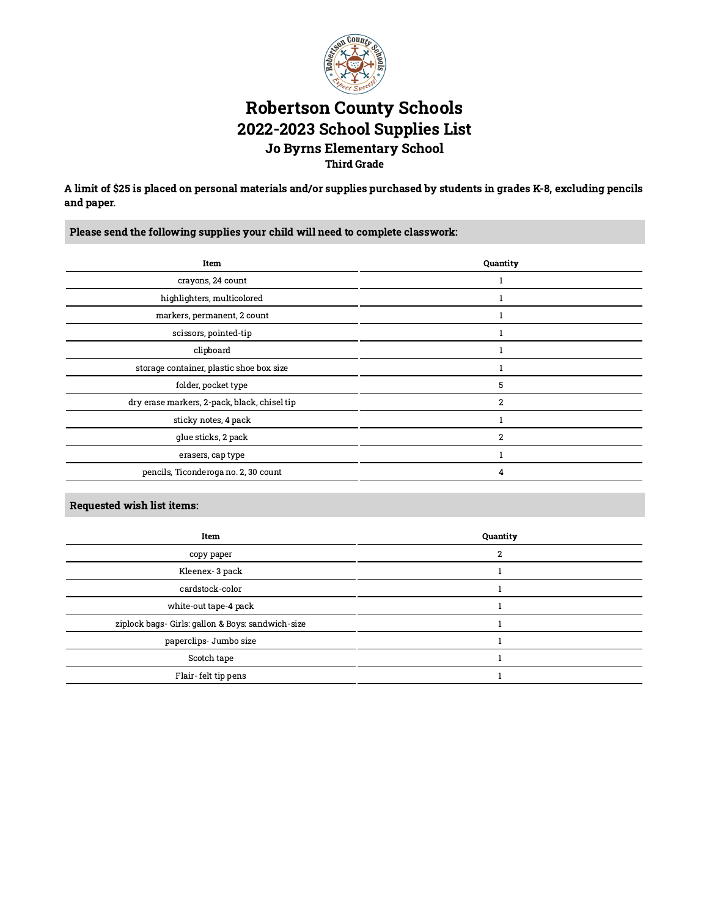# Robertson County Schools
# 2022-2023 School Supplies List
## Jo Byrns Elementary School
### Third Grade

**A limit of $25 is placed on personal materials and/or supplies purchased by students in grades K-8, excluding pencils and paper.**

**Please send the following supplies your child will need to complete classwork:**

| Item | Quantity |
|---|---|
| crayons, 24 count | 1 |
| highlighters, multicolored | 1 |
| markers, permanent, 2 count | 1 |
| scissors, pointed-tip | 1 |
| clipboard | 1 |
| storage container, plastic shoe box size | 1 |
| folder, pocket type | 5 |
| dry erase markers, 2-pack, black, chisel tip | 2 |
| sticky notes, 4 pack | 1 |
| glue sticks, 2 pack | 2 |
| erasers, cap type | 1 |
| pencils, Ticonderoga no. 2, 30 count | 4 |

**Requested wish list items:**

| Item | Quantity |
|---|---|
| copy paper | 2 |
| Kleenex- 3 pack | 1 |
| cardstock-color | 1 |
| white-out tape-4 pack | 1 |
| ziplock bags- Girls: gallon & Boys: sandwich-size | 1 |
| paperclips- Jumbo size | 1 |
| Scotch tape | 1 |
| Flair- felt tip pens | 1 |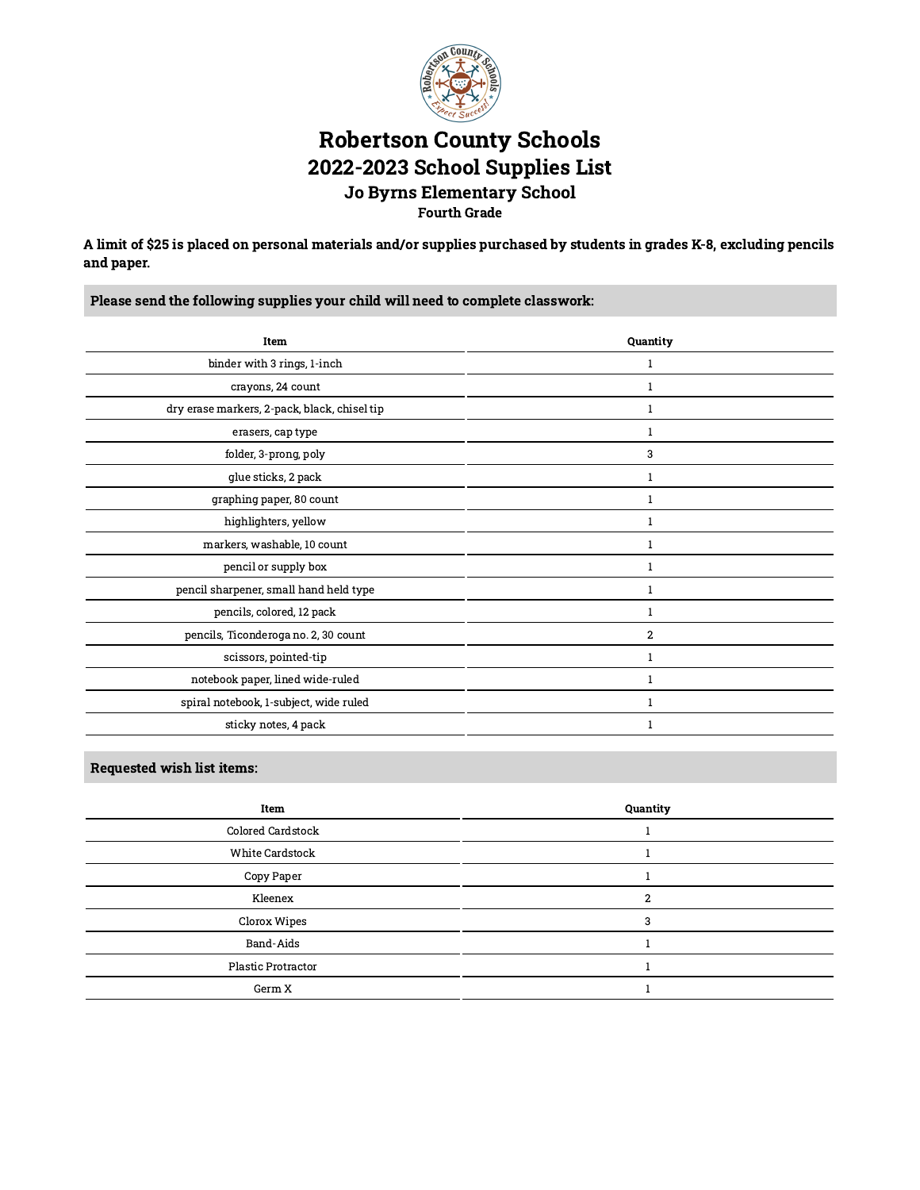# Robertson County Schools
# 2022-2023 School Supplies List
## Jo Byrns Elementary School
### Fourth Grade

**A limit of $25 is placed on personal materials and/or supplies purchased by students in grades K-8, excluding pencils and paper.**

**Please send the following supplies your child will need to complete classwork:**

| Item | Quantity |
|---|---|
| binder with 3 rings, 1-inch | 1 |
| crayons, 24 count | 1 |
| dry erase markers, 2-pack, black, chisel tip | 1 |
| erasers, cap type | 1 |
| folder, 3-prong, poly | 3 |
| glue sticks, 2 pack | 1 |
| graphing paper, 80 count | 1 |
| highlighters, yellow | 1 |
| markers, washable, 10 count | 1 |
| pencil or supply box | 1 |
| pencil sharpener, small hand held type | 1 |
| pencils, colored, 12 pack | 1 |
| pencils, Ticonderoga no. 2, 30 count | 2 |
| scissors, pointed-tip | 1 |
| notebook paper, lined wide-ruled | 1 |
| spiral notebook, 1-subject, wide ruled | 1 |
| sticky notes, 4 pack | 1 |

**Requested wish list items:**

| Item | Quantity |
|---|---|
| Colored Cardstock | 1 |
| White Cardstock | 1 |
| Copy Paper | 1 |
| Kleenex | 2 |
| Clorox Wipes | 3 |
| Band-Aids | 1 |
| Plastic Protractor | 1 |
| Germ X | 1 |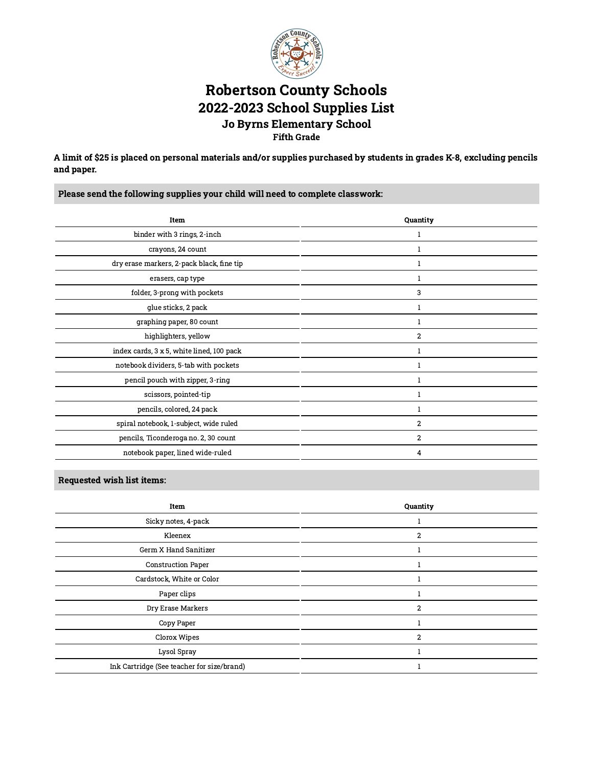# Robertson County Schools

## 2022-2023 School Supplies List

### Jo Byrns Elementary School

**Fifth Grade**

**A limit of $25 is placed on personal materials and/or supplies purchased by students in grades K-8, excluding pencils and paper.**

**Please send the following supplies your child will need to complete classwork:**

| Item | Quantity |
|---|---|
| binder with 3 rings, 2-inch | 1 |
| crayons, 24 count | 1 |
| dry erase markers, 2-pack black, fine tip | 1 |
| erasers, cap type | 1 |
| folder, 3-prong with pockets | 3 |
| glue sticks, 2 pack | 1 |
| graphing paper, 80 count | 1 |
| highlighters, yellow | 2 |
| index cards, 3 x 5, white lined, 100 pack | 1 |
| notebook dividers, 5-tab with pockets | 1 |
| pencil pouch with zipper, 3-ring | 1 |
| scissors, pointed-tip | 1 |
| pencils, colored, 24 pack | 1 |
| spiral notebook, 1-subject, wide ruled | 2 |
| pencils, Ticonderoga no. 2, 30 count | 2 |
| notebook paper, lined wide-ruled | 4 |

**Requested wish list items:**

| Item | Quantity |
|---|---|
| Sicky notes, 4-pack | 1 |
| Kleenex | 2 |
| Germ X Hand Sanitizer | 1 |
| Construction Paper | 1 |
| Cardstock, White or Color | 1 |
| Paper clips | 1 |
| Dry Erase Markers | 2 |
| Copy Paper | 1 |
| Clorox Wipes | 2 |
| Lysol Spray | 1 |
| Ink Cartridge (See teacher for size/brand) | 1 |